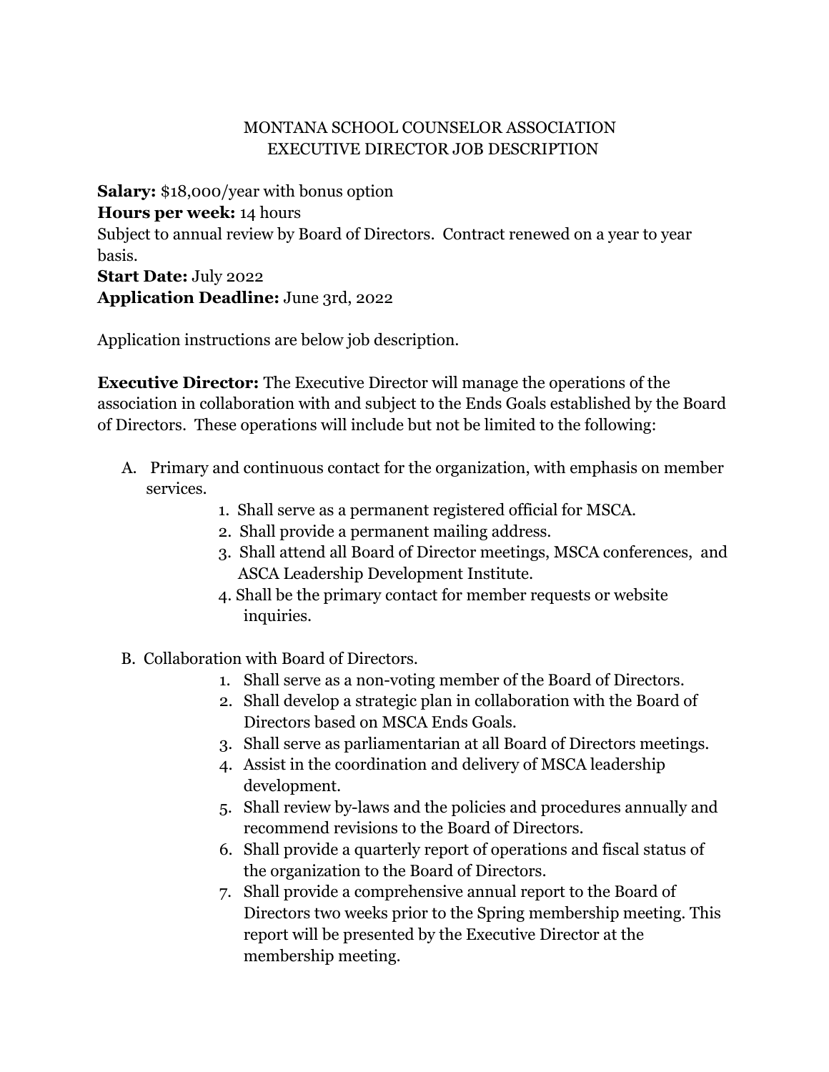# MONTANA SCHOOL COUNSELOR ASSOCIATION
## EXECUTIVE DIRECTOR JOB DESCRIPTION

**Salary:** $18,000/year with bonus option
**Hours per week:** 14 hours
Subject to annual review by Board of Directors. Contract renewed on a year to year basis.
**Start Date:** July 2022
**Application Deadline:** June 3rd, 2022

Application instructions are below job description.

**Executive Director:** The Executive Director will manage the operations of the association in collaboration with and subject to the Ends Goals established by the Board of Directors. These operations will include but not be limited to the following:

A. Primary and continuous contact for the organization, with emphasis on member services.
   1. Shall serve as a permanent registered official for MSCA.
   2. Shall provide a permanent mailing address.
   3. Shall attend all Board of Director meetings, MSCA conferences, and ASCA Leadership Development Institute.
   4. Shall be the primary contact for member requests or website inquiries.

B. Collaboration with Board of Directors.
   1. Shall serve as a non-voting member of the Board of Directors.
   2. Shall develop a strategic plan in collaboration with the Board of Directors based on MSCA Ends Goals.
   3. Shall serve as parliamentarian at all Board of Directors meetings.
   4. Assist in the coordination and delivery of MSCA leadership development.
   5. Shall review by-laws and the policies and procedures annually and recommend revisions to the Board of Directors.
   6. Shall provide a quarterly report of operations and fiscal status of the organization to the Board of Directors.
   7. Shall provide a comprehensive annual report to the Board of Directors two weeks prior to the Spring membership meeting. This report will be presented by the Executive Director at the membership meeting.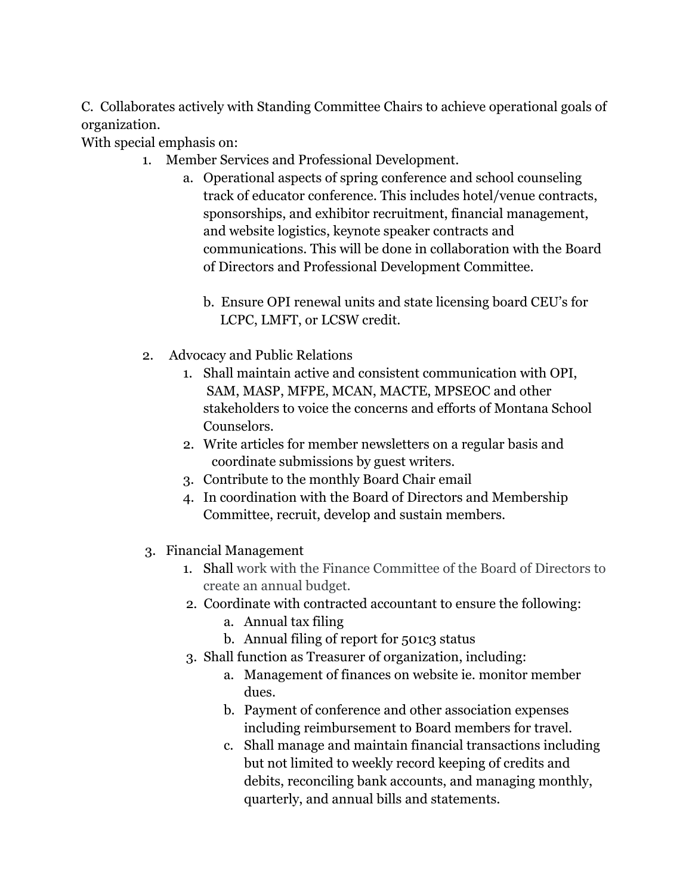C. Collaborates actively with Standing Committee Chairs to achieve operational goals of organization.

With special emphasis on:

1. Member Services and Professional Development.
    a. Operational aspects of spring conference and school counseling track of educator conference. This includes hotel/venue contracts, sponsorships, and exhibitor recruitment, financial management, and website logistics, keynote speaker contracts and communications. This will be done in collaboration with the Board of Directors and Professional Development Committee.

    b. Ensure OPI renewal units and state licensing board CEU's for LCPC, LMFT, or LCSW credit.

2. Advocacy and Public Relations
    1. Shall maintain active and consistent communication with OPI, SAM, MASP, MFPE, MCAN, MACTE, MPSEOC and other stakeholders to voice the concerns and efforts of Montana School Counselors.
    2. Write articles for member newsletters on a regular basis and coordinate submissions by guest writers.
    3. Contribute to the monthly Board Chair email
    4. In coordination with the Board of Directors and Membership Committee, recruit, develop and sustain members.

3. Financial Management
    1. Shall work with the Finance Committee of the Board of Directors to create an annual budget.
    2. Coordinate with contracted accountant to ensure the following:
        a. Annual tax filing
        b. Annual filing of report for 501c3 status
    3. Shall function as Treasurer of organization, including:
        a. Management of finances on website ie. monitor member dues.
        b. Payment of conference and other association expenses including reimbursement to Board members for travel.
        c. Shall manage and maintain financial transactions including but not limited to weekly record keeping of credits and debits, reconciling bank accounts, and managing monthly, quarterly, and annual bills and statements.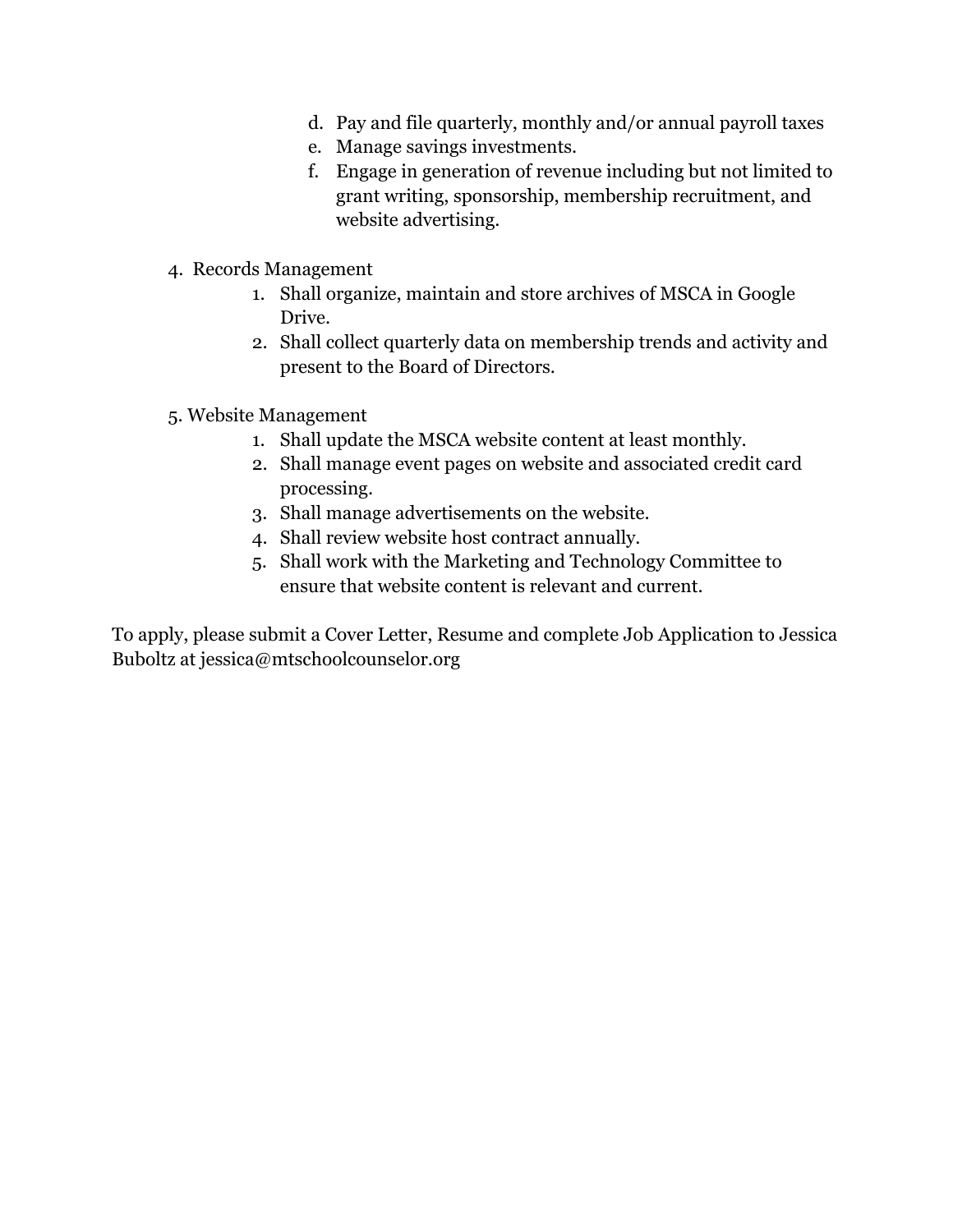d. Pay and file quarterly, monthly and/or annual payroll taxes
   e. Manage savings investments.
   f. Engage in generation of revenue including but not limited to grant writing, sponsorship, membership recruitment, and website advertising.

4. Records Management
   1. Shall organize, maintain and store archives of MSCA in Google Drive.
   2. Shall collect quarterly data on membership trends and activity and present to the Board of Directors.

5. Website Management
   1. Shall update the MSCA website content at least monthly.
   2. Shall manage event pages on website and associated credit card processing.
   3. Shall manage advertisements on the website.
   4. Shall review website host contract annually.
   5. Shall work with the Marketing and Technology Committee to ensure that website content is relevant and current.

To apply, please submit a Cover Letter, Resume and complete Job Application to Jessica Buboltz at jessica@mtschoolcounselor.org